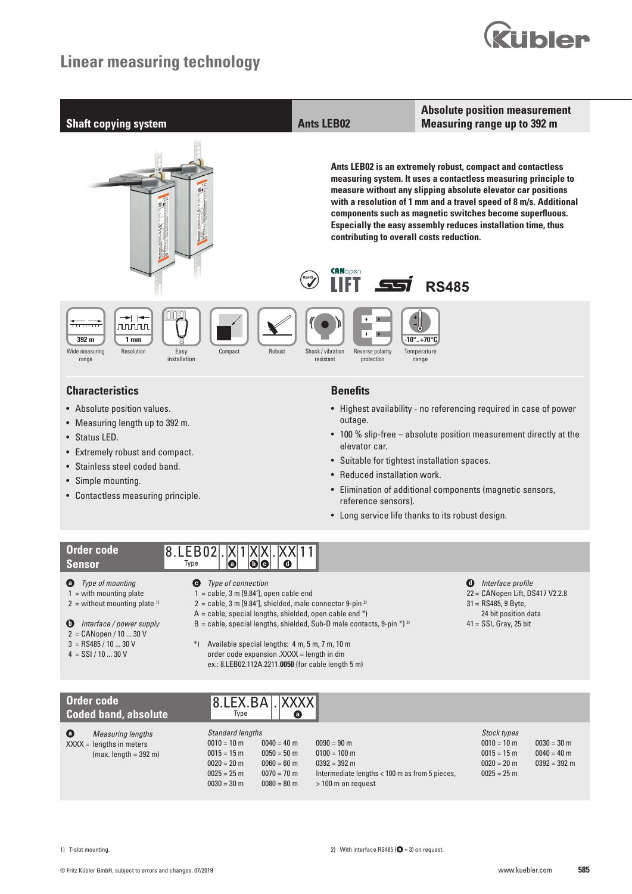# Linear measuring technology

## Shaft copying system | Ants LEB02 | Absolute position measurement Measuring range up to 392 m

**Ants LEB02 is an extremely robust, compact and contactless measuring system. It uses a contactless measuring principle to measure without any slipping absolute elevator car positions with a resolution of 1 mm and a travel speed of 8 m/s. Additional components such as magnetic switches become superfluous. Especially the easy assembly reduces installation time, thus contributing to overall costs reduction.**

RoHS | CANopen LIFT | SSI | RS485

392 m Wide measuring range | 1 mm Resolution | Easy installation | Compact | Robust | Shock / vibration resistant | Reverse polarity protection | -10°...+70°C Temperature range

### Characteristics

- Absolute position values.
- Measuring length up to 392 m.
- Status LED.
- Extremely robust and compact.
- Stainless steel coded band.
- Simple mounting.
- Contactless measuring principle.

### Benefits

- Highest availability - no referencing required in case of power outage.
- 100 % slip-free – absolute position measurement directly at the elevator car.
- Suitable for tightest installation spaces.
- Reduced installation work.
- Elimination of additional components (magnetic sensors, reference sensors).
- Long service life thanks to its robust design.

## Order code Sensor

**8.LEB02 . X 1 X X . XX 11**
Type — a — b c — d

**a** *Type of mounting*
1 = with mounting plate
2 = without mounting plate [1]

**b** *Interface / power supply*
2 = CANopen / 10 ... 30 V
3 = RS485 / 10 ... 30 V
4 = SSI / 10 ... 30 V

**c** *Type of connection*
1 = cable, 3 m [9.84'], open cable end
2 = cable, 3 m [9.84'], shielded, male connector 9-pin [2]
A = cable, special lengths, shielded, open cable end *)
B = cable, special lengths, shielded, Sub-D male contacts, 9-pin *) [2]

*) Available special lengths: 4 m, 5 m, 7 m, 10 m
order code expansion .XXXX = length in dm
ex.: 8.LEB02.112A.2211.**0050** (for cable length 5 m)

**d** *Interface profile*
22 = CANopen Lift, DS417 V2.2.8
31 = RS485, 9 Byte, 24 bit position data
41 = SSI, Gray, 25 bit

## Order code Coded band, absolute

**8.LEX.BA . XXXX**
Type — a

**a** *Measuring lengths*
XXXX = lengths in meters (max. length = 392 m)

*Standard lengths*

| | | |
|---|---|---|
| 0010 = 10 m | 0040 = 40 m | 0090 = 90 m |
| 0015 = 15 m | 0050 = 50 m | 0100 = 100 m |
| 0020 = 20 m | 0060 = 60 m | 0392 = 392 m |
| 0025 = 25 m | 0070 = 70 m | Intermediate lengths < 100 m as from 5 pieces, |
| 0030 = 30 m | 0080 = 80 m | > 100 m on request |

*Stock types*

| | |
|---|---|
| 0010 = 10 m | 0030 = 30 m |
| 0015 = 15 m | 0040 = 40 m |
| 0020 = 20 m | 0392 = 392 m |
| 0025 = 25 m | |

1) T-slot mounting.

2) With interface RS485 (b = 3) on request.

© Fritz Kübler GmbH, subject to errors and changes. 07/2019 — www.kuebler.com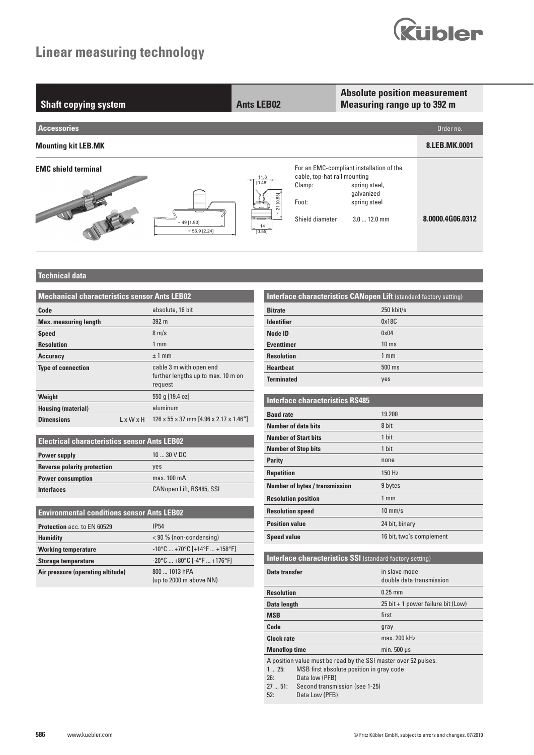# Linear measuring technology

## Shaft copying system | Ants LEB02 | Absolute position measurement Measuring range up to 392 m

### Accessories

| Accessories | | Order no. |
|---|---|---|
| **Mounting kit LEB.MK** | | **8.LEB.MK.0001** |
| **EMC shield terminal** | For an EMC-compliant installation of the cable, top-hat rail mounting<br>Clamp: spring steel, galvanized<br>Foot: spring steel<br>Shield diameter 3.0 ... 12.0 mm | **8.0000.4G06.0312** |

~ 49 [1.93]
~ 56,9 [2.24]
11.8 [0.46]
~ 21 [0.83]
14 [0.55]

### Technical data

| Mechanical characteristics sensor Ants LEB02 | |
|---|---|
| **Code** | absolute, 16 bit |
| **Max. measuring length** | 392 m |
| **Speed** | 8 m/s |
| **Resolution** | 1 mm |
| **Accuracy** | ± 1 mm |
| **Type of connection** | cable 3 m with open end further lengths up to max. 10 m on request |
| **Weight** | 550 g [19.4 oz] |
| **Housing (material)** | aluminum |
| **Dimensions** L x W x H | 126 x 55 x 37 mm [4.96 x 2.17 x 1.46"] |

| Electrical characteristics sensor Ants LEB02 | |
|---|---|
| **Power supply** | 10 ... 30 V DC |
| **Reverse polarity protection** | yes |
| **Power consumption** | max. 100 mA |
| **Interfaces** | CANopen Lift, RS485, SSI |

| Environmental conditions sensor Ants LEB02 | |
|---|---|
| **Protection** acc. to EN 60529 | IP54 |
| **Humidity** | < 90 % (non-condensing) |
| **Working temperature** | -10°C ... +70°C [+14°F ... +158°F] |
| **Storage temperature** | -20°C ... +80°C [-4°F ... +176°F] |
| **Air pressure (operating altitude)** | 800 ... 1013 hPA (up to 2000 m above NN) |

| Interface characteristics CANopen Lift (standard factory setting) | |
|---|---|
| **Bitrate** | 250 kbit/s |
| **Identifier** | 0x18C |
| **Node ID** | 0x04 |
| **Eventtimer** | 10 ms |
| **Resolution** | 1 mm |
| **Heartbeat** | 500 ms |
| **Terminated** | yes |

| Interface characteristics RS485 | |
|---|---|
| **Baud rate** | 19.200 |
| **Number of data bits** | 8 bit |
| **Number of Start bits** | 1 bit |
| **Number of Stop bits** | 1 bit |
| **Parity** | none |
| **Repetition** | 150 Hz |
| **Number of bytes / transmission** | 9 bytes |
| **Resolution position** | 1 mm |
| **Resolution speed** | 10 mm/s |
| **Position value** | 24 bit, binary |
| **Speed value** | 16 bit, two's complement |

| Interface characteristics SSI (standard factory setting) | |
|---|---|
| **Data transfer** | in slave mode double data transmission |
| **Resolution** | 0.25 mm |
| **Data length** | 25 bit + 1 power failure bit (Low) |
| **MSB** | first |
| **Code** | gray |
| **Clock rate** | max. 200 kHz |
| **Monoflop time** | min. 500 µs |

A position value must be read by the SSI master over 52 pulses.

- 1 ... 25: MSB first absolute position in gray code
- 26: Data low (PFB)
- 27 ... 51: Second transmission (see 1-25)
- 52: Data Low (PFB)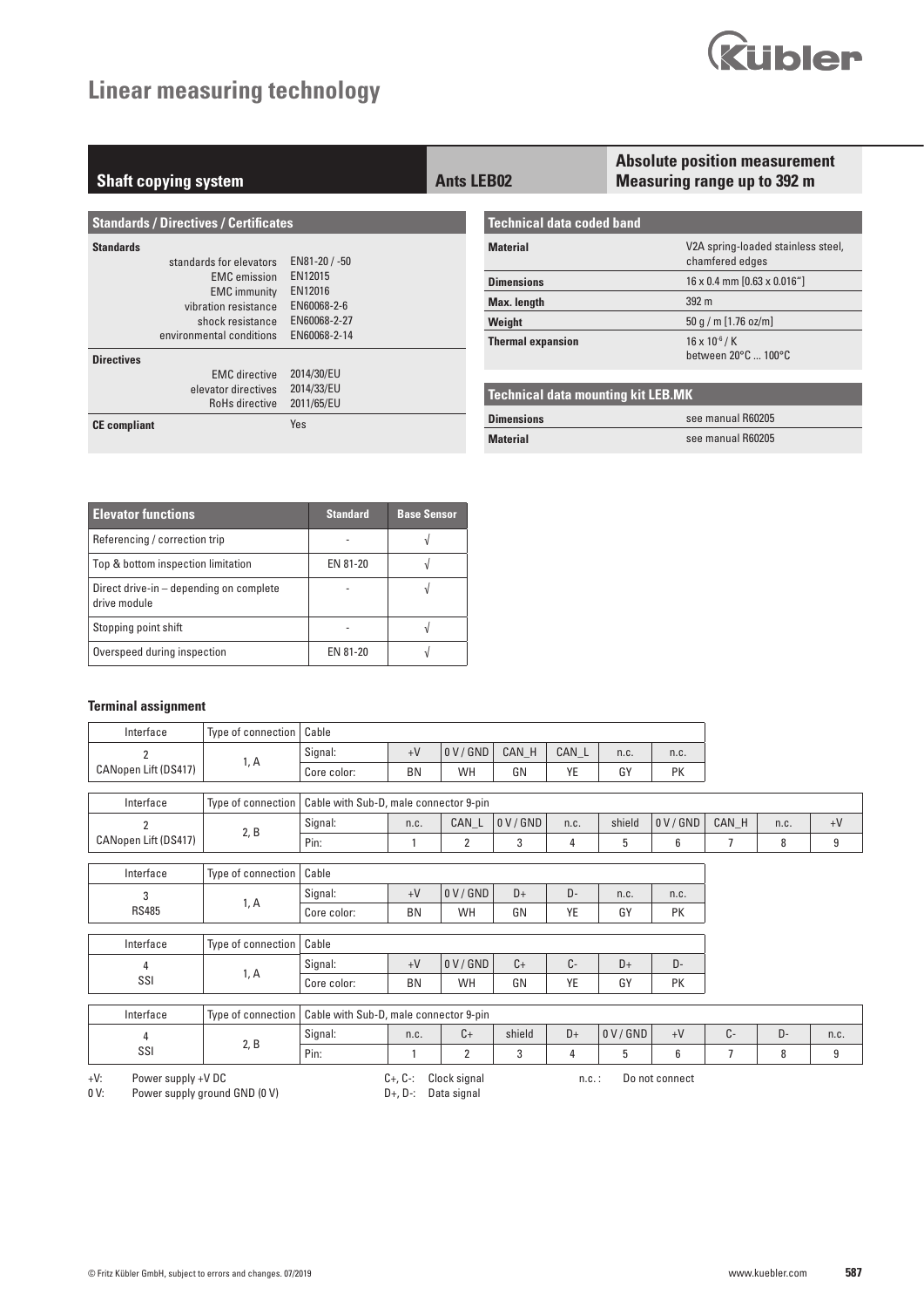# Linear measuring technology

## Shaft copying system — Ants LEB02

**Absolute position measurement**
**Measuring range up to 392 m**

### Standards / Directives / Certificates

| | | |
|---|---|---|
| **Standards** | standards for elevators | EN81-20 / -50 |
| | EMC emission | EN12015 |
| | EMC immunity | EN12016 |
| | vibration resistance | EN60068-2-6 |
| | shock resistance | EN60068-2-27 |
| | environmental conditions | EN60068-2-14 |
| **Directives** | EMC directive | 2014/30/EU |
| | elevator directives | 2014/33/EU |
| | RoHs directive | 2011/65/EU |
| **CE compliant** | | Yes |

### Technical data coded band

| | |
|---|---|
| **Material** | V2A spring-loaded stainless steel, chamfered edges |
| **Dimensions** | 16 x 0.4 mm [0.63 x 0.016"] |
| **Max. length** | 392 m |
| **Weight** | 50 g / m [1.76 oz/m] |
| **Thermal expansion** | $16 \times 10^{-6}$ / K between 20°C ... 100°C |

### Technical data mounting kit LEB.MK

| | |
|---|---|
| **Dimensions** | see manual R60205 |
| **Material** | see manual R60205 |

| Elevator functions | Standard | Base Sensor |
|---|---|---|
| Referencing / correction trip | - | √ |
| Top & bottom inspection limitation | EN 81-20 | √ |
| Direct drive-in – depending on complete drive module | - | √ |
| Stopping point shift | - | √ |
| Overspeed during inspection | EN 81-20 | √ |

### Terminal assignment

| Interface | Type of connection | Cable | | | | | | |
|---|---|---|---|---|---|---|---|---|
| 2 CANopen Lift (DS417) | 1, A | Signal: | +V | 0 V / GND | CAN_H | CAN_L | n.c. | n.c. |
| | | Core color: | BN | WH | GN | YE | GY | PK |

| Interface | Type of connection | Cable with Sub-D, male connector 9-pin | | | | | | | | | |
|---|---|---|---|---|---|---|---|---|---|---|---|
| 2 CANopen Lift (DS417) | 2, B | Signal: | n.c. | CAN_L | 0 V / GND | n.c. | shield | 0 V / GND | CAN_H | n.c. | +V |
| | | Pin: | 1 | 2 | 3 | 4 | 5 | 6 | 7 | 8 | 9 |

| Interface | Type of connection | Cable | | | | | | |
|---|---|---|---|---|---|---|---|---|
| 3 RS485 | 1, A | Signal: | +V | 0 V / GND | D+ | D- | n.c. | n.c. |
| | | Core color: | BN | WH | GN | YE | GY | PK |

| Interface | Type of connection | Cable | | | | | | |
|---|---|---|---|---|---|---|---|---|
| 4 SSI | 1, A | Signal: | +V | 0 V / GND | C+ | C- | D+ | D- |
| | | Core color: | BN | WH | GN | YE | GY | PK |

| Interface | Type of connection | Cable with Sub-D, male connector 9-pin | | | | | | | | | |
|---|---|---|---|---|---|---|---|---|---|---|---|
| 4 SSI | 2, B | Signal: | n.c. | C+ | shield | D+ | 0 V / GND | +V | C- | D- | n.c. |
| | | Pin: | 1 | 2 | 3 | 4 | 5 | 6 | 7 | 8 | 9 |

+V: Power supply +V DC
0 V: Power supply ground GND (0 V)
C+, C-: Clock signal
D+, D-: Data signal
n.c.: Do not connect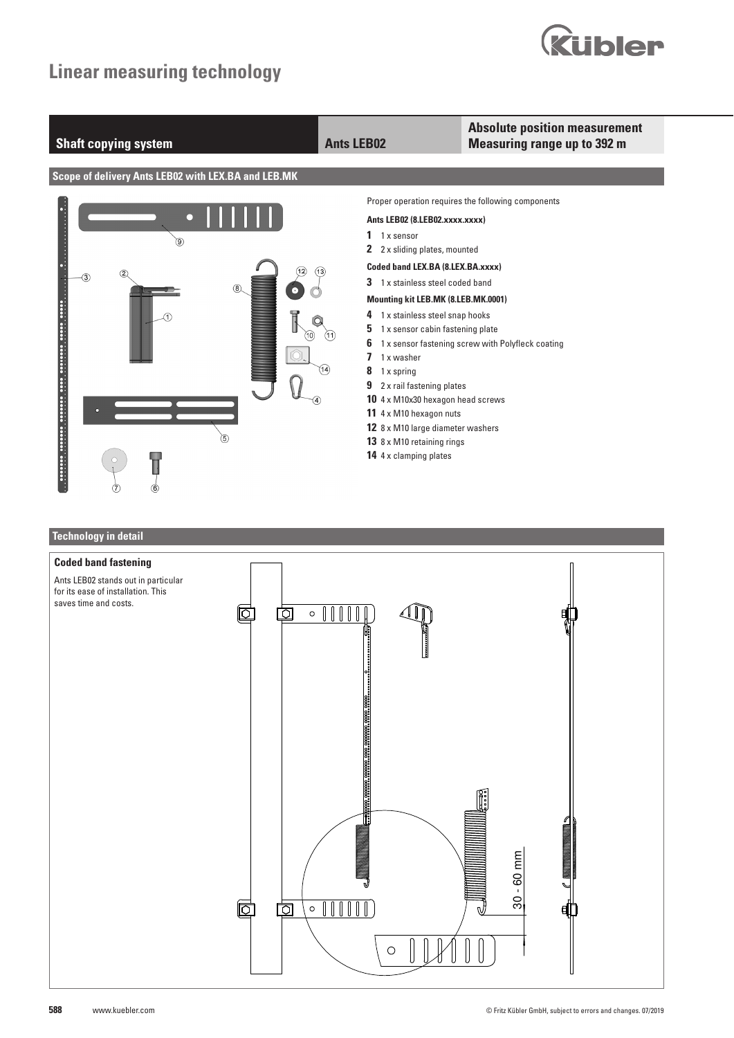# Linear measuring technology

| Shaft copying system | Ants LEB02 | Absolute position measurement Measuring range up to 392 m |
|---|---|---|

## Scope of delivery Ants LEB02 with LEX.BA and LEB.MK

Proper operation requires the following components

**Ants LEB02 (8.LEB02.xxxx.xxxx)**

**1** 1 x sensor
**2** 2 x sliding plates, mounted

**Coded band LEX.BA (8.LEX.BA.xxxx)**

**3** 1 x stainless steel coded band

**Mounting kit LEB.MK (8.LEB.MK.0001)**

**4** 1 x stainless steel snap hooks
**5** 1 x sensor cabin fastening plate
**6** 1 x sensor fastening screw with Polyfleck coating
**7** 1 x washer
**8** 1 x spring
**9** 2 x rail fastening plates
**10** 4 x M10x30 hexagon head screws
**11** 4 x M10 hexagon nuts
**12** 8 x M10 large diameter washers
**13** 8 x M10 retaining rings
**14** 4 x clamping plates

## Technology in detail

### Coded band fastening

Ants LEB02 stands out in particular for its ease of installation. This saves time and costs.

30 - 60 mm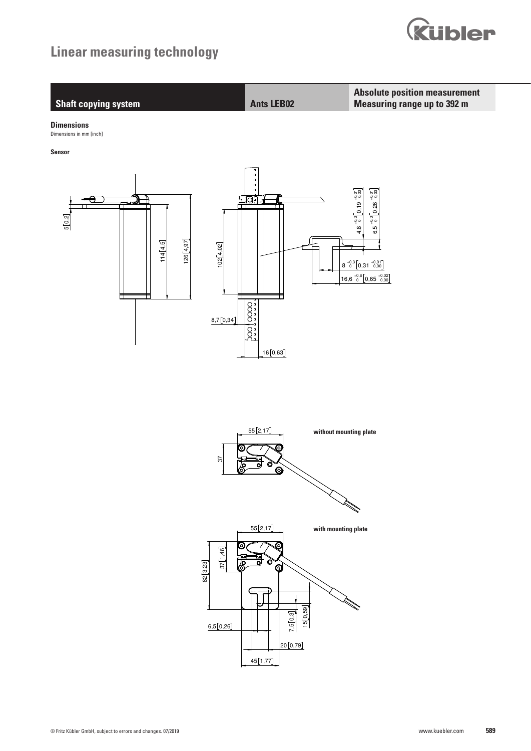# Linear measuring technology

**Shaft copying system** | **Ants LEB02** | **Absolute position measurement Measuring range up to 392 m**

### Dimensions

Dimensions in mm [inch]

**Sensor**

5 [0,2]

114 [4,5]

126 [4,97]

102 [4,02]

8,7 [0,34]

16 [0,63]

4,8 $^{+0,3}_{0}$ [0,19 $^{+0,01}_{0,00}$]

6,5 $^{+0,3}_{0}$ [0,26 $^{+0,01}_{0,00}$]

8 $^{+0,3}_{0}$ [0,31 $^{+0,01}_{0,00}$]

16,6 $^{+0,6}_{0}$ [0,65 $^{+0,02}_{0,00}$]

**without mounting plate**

55 [2,17]

37

**with mounting plate**

55 [2,17]

37 [1,46]

82 [3,23]

6,5 [0,26]

7,5 [0,3]

15 [0,59]

20 [0,79]

45 [1,77]

© Fritz Kübler GmbH, subject to errors and changes. 07/2019

www.kuebler.com